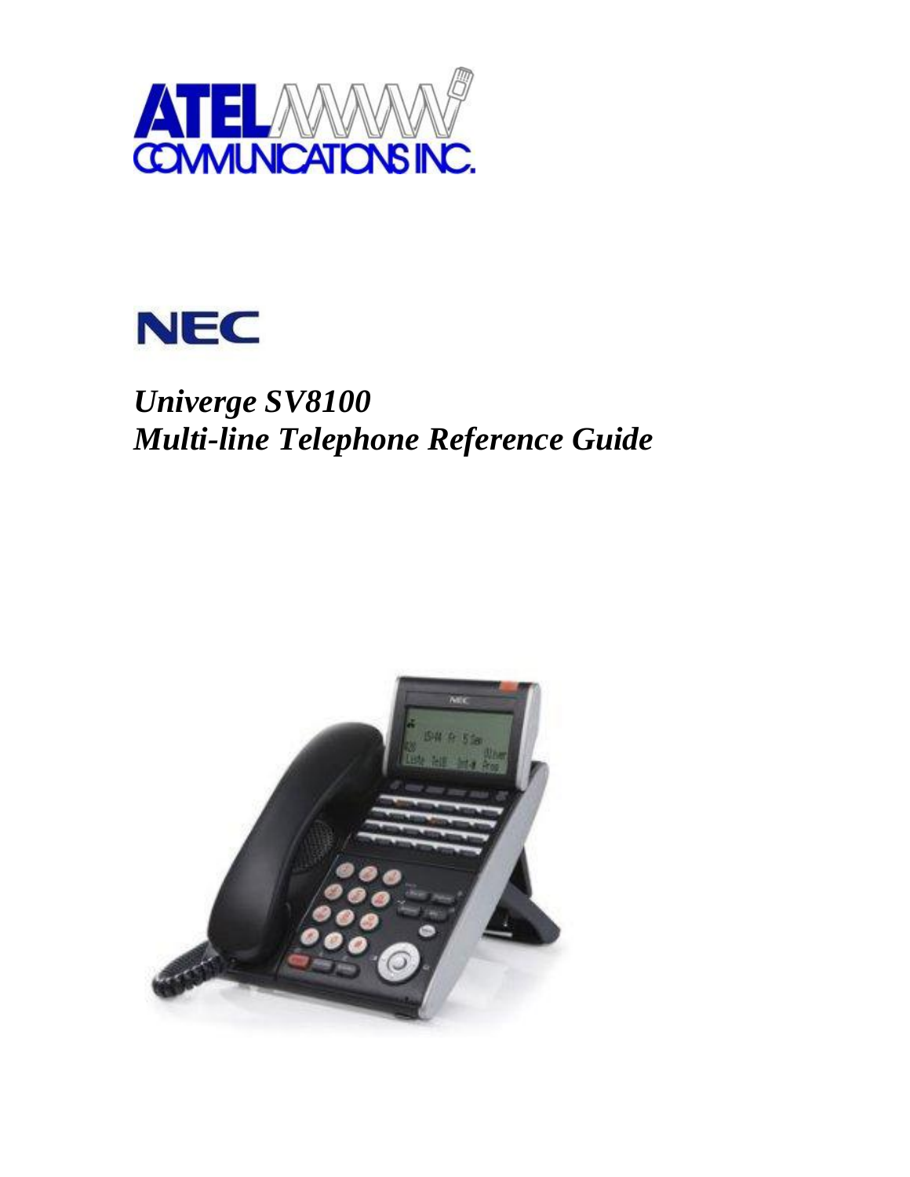ATEL COMMUNICATIONS INC.

NEC

# *Univerge SV8100*
# *Multi-line Telephone Reference Guide*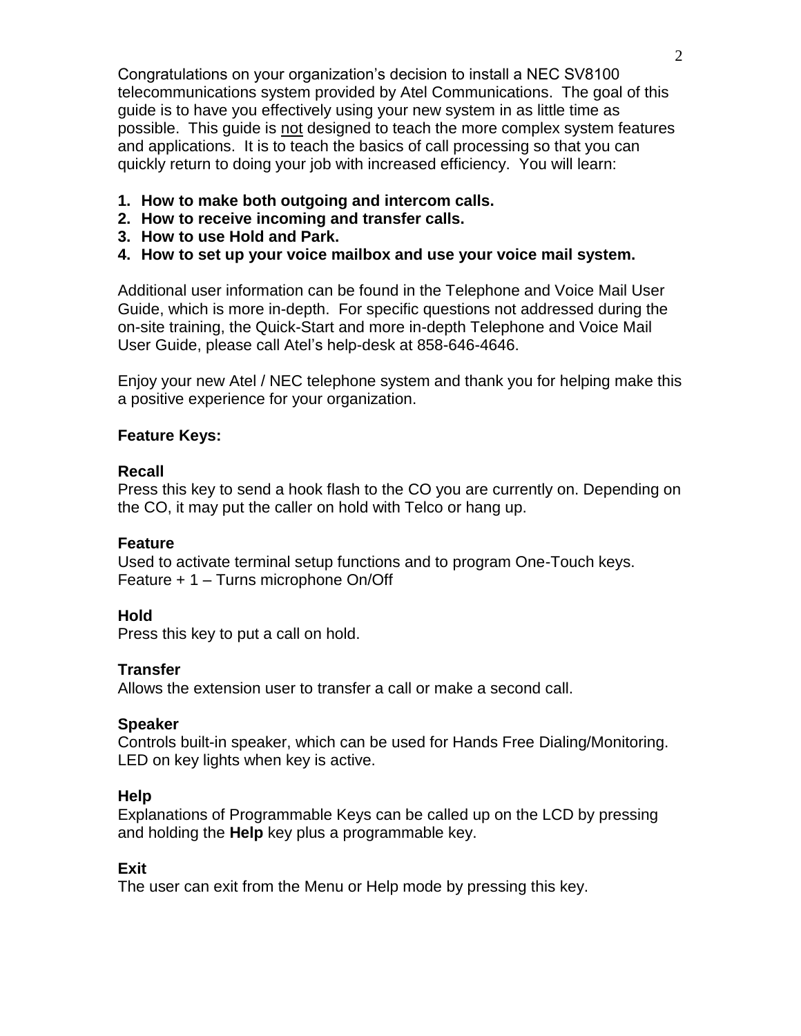Congratulations on your organization's decision to install a NEC SV8100 telecommunications system provided by Atel Communications. The goal of this guide is to have you effectively using your new system in as little time as possible. This guide is <u>not</u> designed to teach the more complex system features and applications. It is to teach the basics of call processing so that you can quickly return to doing your job with increased efficiency. You will learn:

1. **How to make both outgoing and intercom calls.**
2. **How to receive incoming and transfer calls.**
3. **How to use Hold and Park.**
4. **How to set up your voice mailbox and use your voice mail system.**

Additional user information can be found in the Telephone and Voice Mail User Guide, which is more in-depth. For specific questions not addressed during the on-site training, the Quick-Start and more in-depth Telephone and Voice Mail User Guide, please call Atel's help-desk at 858-646-4646.

Enjoy your new Atel / NEC telephone system and thank you for helping make this a positive experience for your organization.

## Feature Keys:

**Recall**
Press this key to send a hook flash to the CO you are currently on. Depending on the CO, it may put the caller on hold with Telco or hang up.

**Feature**
Used to activate terminal setup functions and to program One-Touch keys.
Feature + 1 – Turns microphone On/Off

**Hold**
Press this key to put a call on hold.

**Transfer**
Allows the extension user to transfer a call or make a second call.

**Speaker**
Controls built-in speaker, which can be used for Hands Free Dialing/Monitoring. LED on key lights when key is active.

**Help**
Explanations of Programmable Keys can be called up on the LCD by pressing and holding the **Help** key plus a programmable key.

**Exit**
The user can exit from the Menu or Help mode by pressing this key.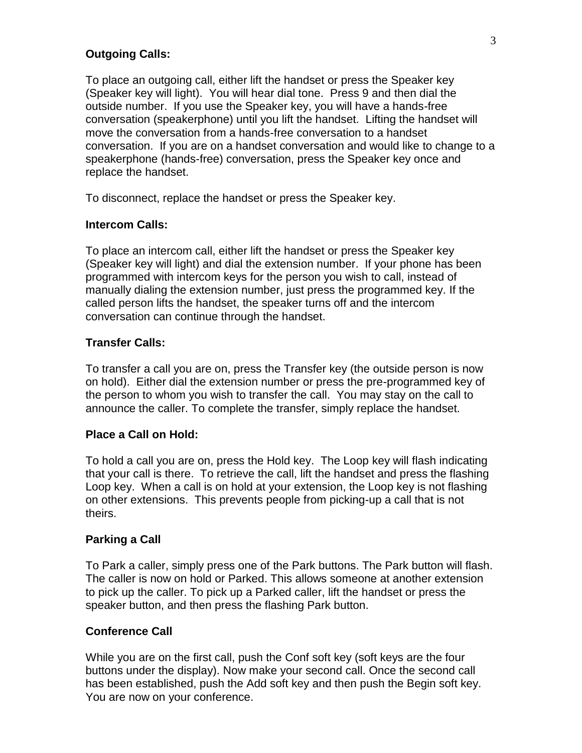**Outgoing Calls:**

To place an outgoing call, either lift the handset or press the Speaker key (Speaker key will light). You will hear dial tone. Press 9 and then dial the outside number. If you use the Speaker key, you will have a hands-free conversation (speakerphone) until you lift the handset. Lifting the handset will move the conversation from a hands-free conversation to a handset conversation. If you are on a handset conversation and would like to change to a speakerphone (hands-free) conversation, press the Speaker key once and replace the handset.

To disconnect, replace the handset or press the Speaker key.

**Intercom Calls:**

To place an intercom call, either lift the handset or press the Speaker key (Speaker key will light) and dial the extension number. If your phone has been programmed with intercom keys for the person you wish to call, instead of manually dialing the extension number, just press the programmed key. If the called person lifts the handset, the speaker turns off and the intercom conversation can continue through the handset.

**Transfer Calls:**

To transfer a call you are on, press the Transfer key (the outside person is now on hold). Either dial the extension number or press the pre-programmed key of the person to whom you wish to transfer the call. You may stay on the call to announce the caller. To complete the transfer, simply replace the handset.

**Place a Call on Hold:**

To hold a call you are on, press the Hold key. The Loop key will flash indicating that your call is there. To retrieve the call, lift the handset and press the flashing Loop key. When a call is on hold at your extension, the Loop key is not flashing on other extensions. This prevents people from picking-up a call that is not theirs.

**Parking a Call**

To Park a caller, simply press one of the Park buttons. The Park button will flash. The caller is now on hold or Parked. This allows someone at another extension to pick up the caller. To pick up a Parked caller, lift the handset or press the speaker button, and then press the flashing Park button.

**Conference Call**

While you are on the first call, push the Conf soft key (soft keys are the four buttons under the display). Now make your second call. Once the second call has been established, push the Add soft key and then push the Begin soft key. You are now on your conference.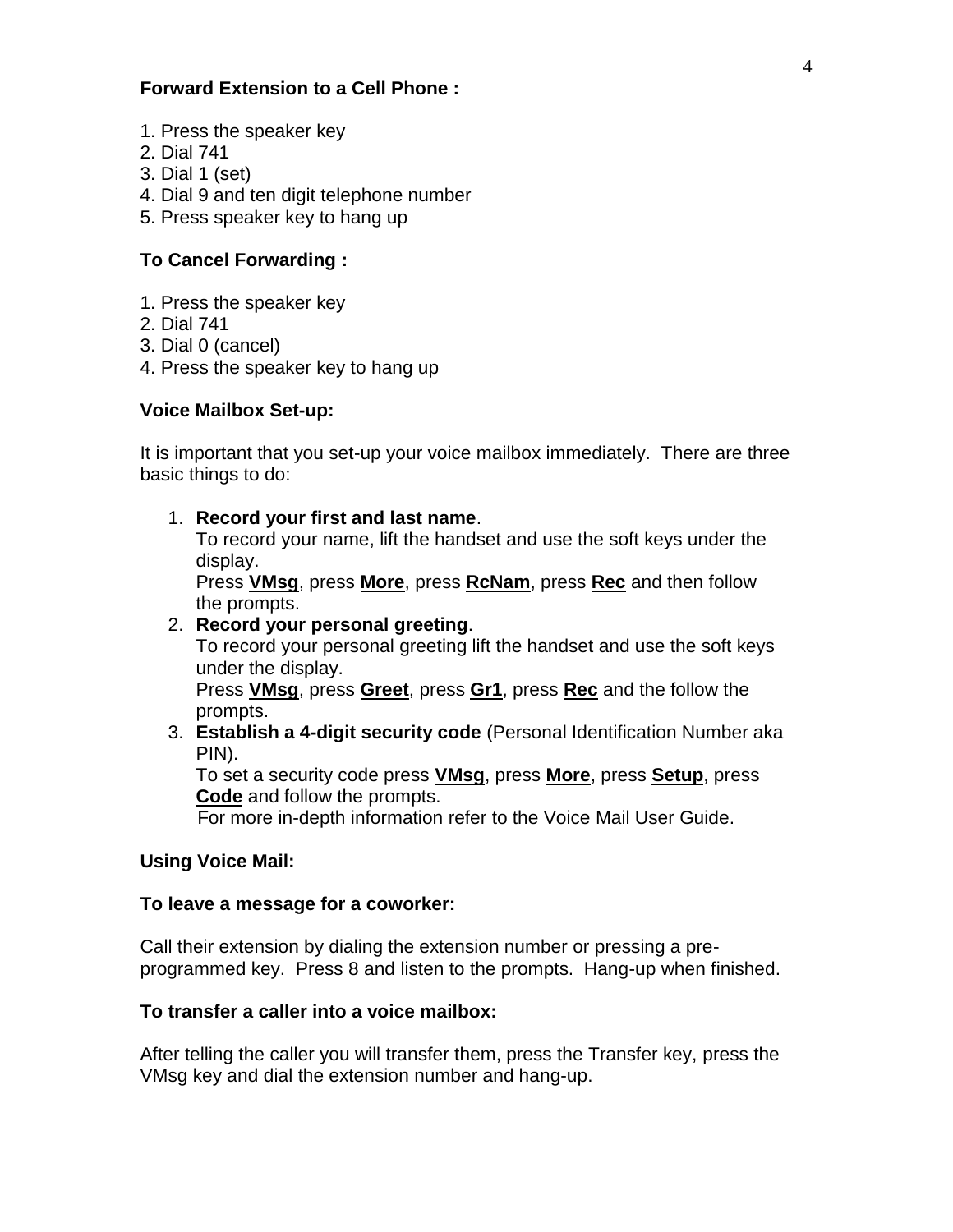### Forward Extension to a Cell Phone :

1. Press the speaker key
2. Dial 741
3. Dial 1 (set)
4. Dial 9 and ten digit telephone number
5. Press speaker key to hang up

### To Cancel Forwarding :

1. Press the speaker key
2. Dial 741
3. Dial 0 (cancel)
4. Press the speaker key to hang up

### Voice Mailbox Set-up:

It is important that you set-up your voice mailbox immediately. There are three basic things to do:

1. **Record your first and last name**.
   To record your name, lift the handset and use the soft keys under the display.
   Press **<u>VMsg</u>**, press **<u>More</u>**, press **<u>RcNam</u>**, press **<u>Rec</u>** and then follow the prompts.
2. **Record your personal greeting**.
   To record your personal greeting lift the handset and use the soft keys under the display.
   Press **<u>VMsg</u>**, press **<u>Greet</u>**, press **<u>Gr1</u>**, press **<u>Rec</u>** and the follow the prompts.
3. **Establish a 4-digit security code** (Personal Identification Number aka PIN).
   To set a security code press **<u>VMsg</u>**, press **<u>More</u>**, press **<u>Setup</u>**, press **<u>Code</u>** and follow the prompts.
   For more in-depth information refer to the Voice Mail User Guide.

### Using Voice Mail:

### To leave a message for a coworker:

Call their extension by dialing the extension number or pressing a pre-programmed key. Press 8 and listen to the prompts. Hang-up when finished.

### To transfer a caller into a voice mailbox:

After telling the caller you will transfer them, press the Transfer key, press the VMsg key and dial the extension number and hang-up.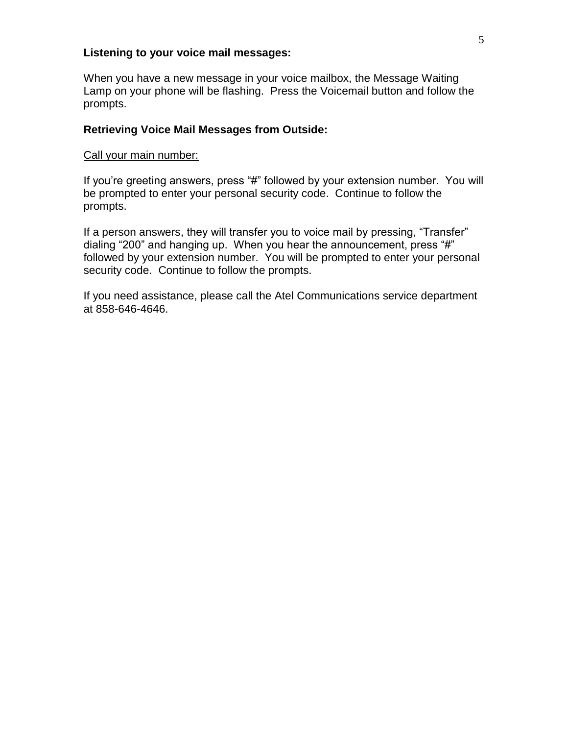**Listening to your voice mail messages:**

When you have a new message in your voice mailbox, the Message Waiting Lamp on your phone will be flashing. Press the Voicemail button and follow the prompts.

**Retrieving Voice Mail Messages from Outside:**

<u>Call your main number:</u>

If you're greeting answers, press "#" followed by your extension number. You will be prompted to enter your personal security code. Continue to follow the prompts.

If a person answers, they will transfer you to voice mail by pressing, "Transfer" dialing "200" and hanging up. When you hear the announcement, press "#" followed by your extension number. You will be prompted to enter your personal security code. Continue to follow the prompts.

If you need assistance, please call the Atel Communications service department at 858-646-4646.